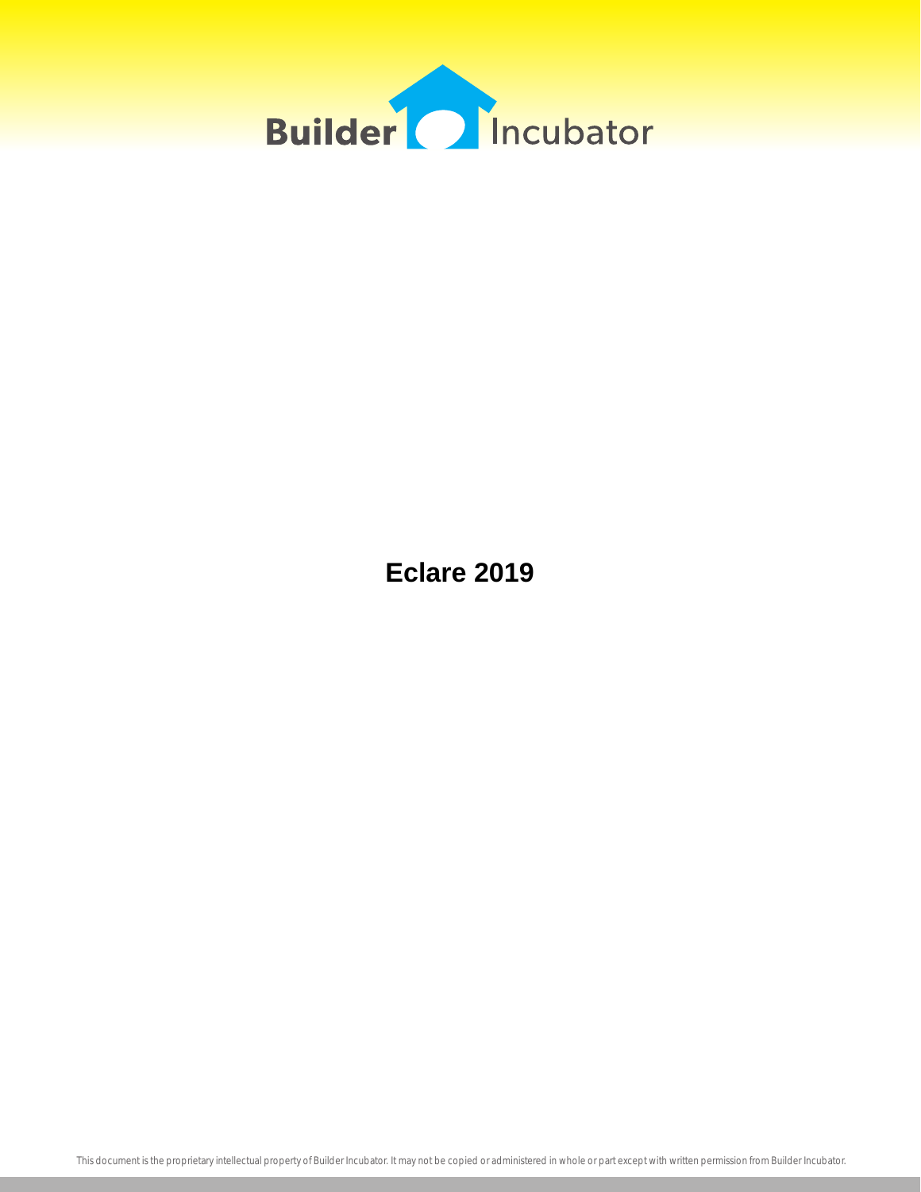Builder Incubator

# Eclare 2019

This document is the proprietary intellectual property of Builder Incubator. It may not be copied or administered in whole or part except with written permission from Builder Incubator.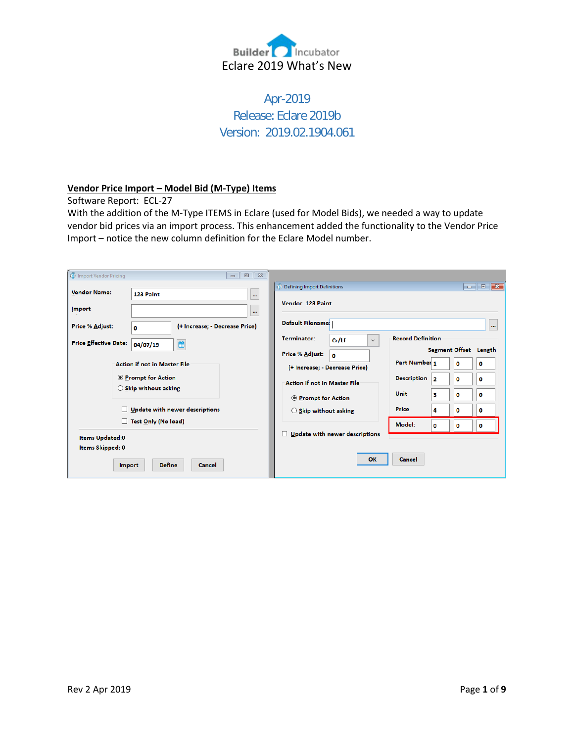Builder Incubator

# Eclare 2019 What's New

## Apr-2019
## Release: Eclare 2019b
## Version: 2019.02.1904.061

**Vendor Price Import – Model Bid (M-Type) Items**

Software Report: ECL-27

With the addition of the M-Type ITEMS in Eclare (used for Model Bids), we needed a way to update vendor bid prices via an import process. This enhancement added the functionality to the Vendor Price Import – notice the new column definition for the Eclare Model number.

Rev 2 Apr 2019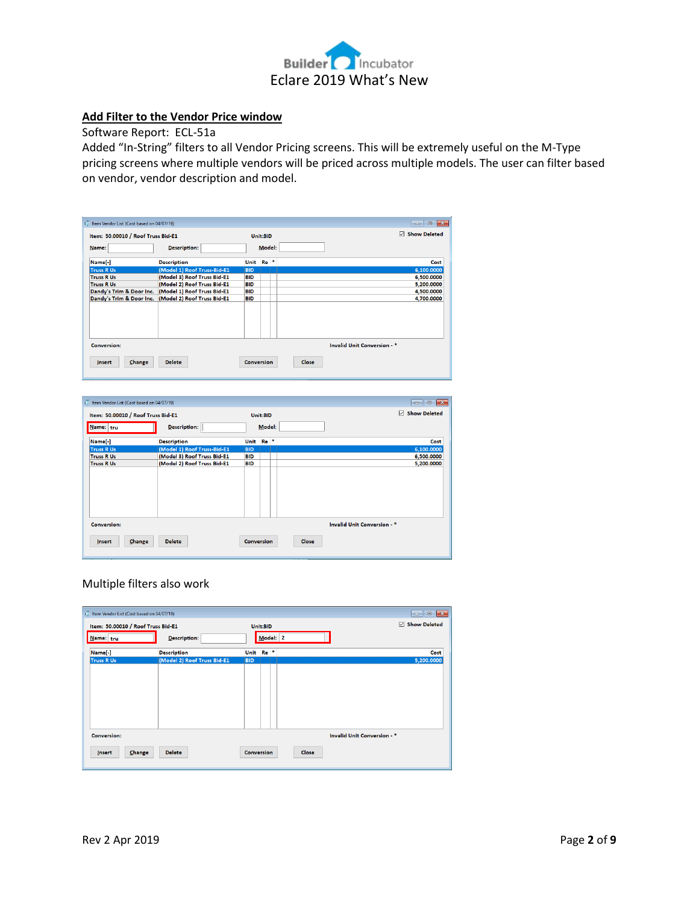## Add Filter to the Vendor Price window

Software Report: ECL-51a

Added "In-String" filters to all Vendor Pricing screens. This will be extremely useful on the M-Type pricing screens where multiple vendors will be priced across multiple models. The user can filter based on vendor, vendor description and model.

Item Vendor List (Cost based on 04/07/19)

Item: 50.00010 / Roof Truss Bid-E1 Unit:BID ☑ Show Deleted

Name: Description: Model:

| Name[-] | Description | Unit | Re | * | Cost |
|---|---|---|---|---|---|
| Truss R Us | (Model 1) Roof Truss-Bid-E1 | BID | | | 6,100.0000 |
| Truss R Us | (Model 3) Roof Truss Bid-E1 | BID | | | 6,500.0000 |
| Truss R Us | (Model 2) Roof Truss Bid-E1 | BID | | | 5,200.0000 |
| Dandy's Trim & Door Inc. | (Model 1) Roof Truss Bid-E1 | BID | | | 4,500.0000 |
| Dandy's Trim & Door Inc. | (Model 2) Roof Truss Bid-E1 | BID | | | 4,700.0000 |

Conversion: Invalid Unit Conversion - *

Insert Change Delete Conversion Close

Item Vendor List (Cost based on 04/07/19)

Item: 50.00010 / Roof Truss Bid-E1 Unit:BID ☑ Show Deleted

Name: tru Description: Model:

| Name[-] | Description | Unit | Re | * | Cost |
|---|---|---|---|---|---|
| Truss R Us | (Model 1) Roof Truss-Bid-E1 | BID | | | 6,100.0000 |
| Truss R Us | (Model 3) Roof Truss Bid-E1 | BID | | | 6,500.0000 |
| Truss R Us | (Model 2) Roof Truss Bid-E1 | BID | | | 5,200.0000 |

Conversion: Invalid Unit Conversion - *

Insert Change Delete Conversion Close

Multiple filters also work

Item Vendor List (Cost based on 04/07/19)

Item: 50.00010 / Roof Truss Bid-E1 Unit:BID ☑ Show Deleted

Name: tru Description: Model: 2

| Name[-] | Description | Unit | Re | * | Cost |
|---|---|---|---|---|---|
| Truss R Us | (Model 2) Roof Truss Bid-E1 | BID | | | 5,200.0000 |

Conversion: Invalid Unit Conversion - *

Insert Change Delete Conversion Close

Rev 2 Apr 2019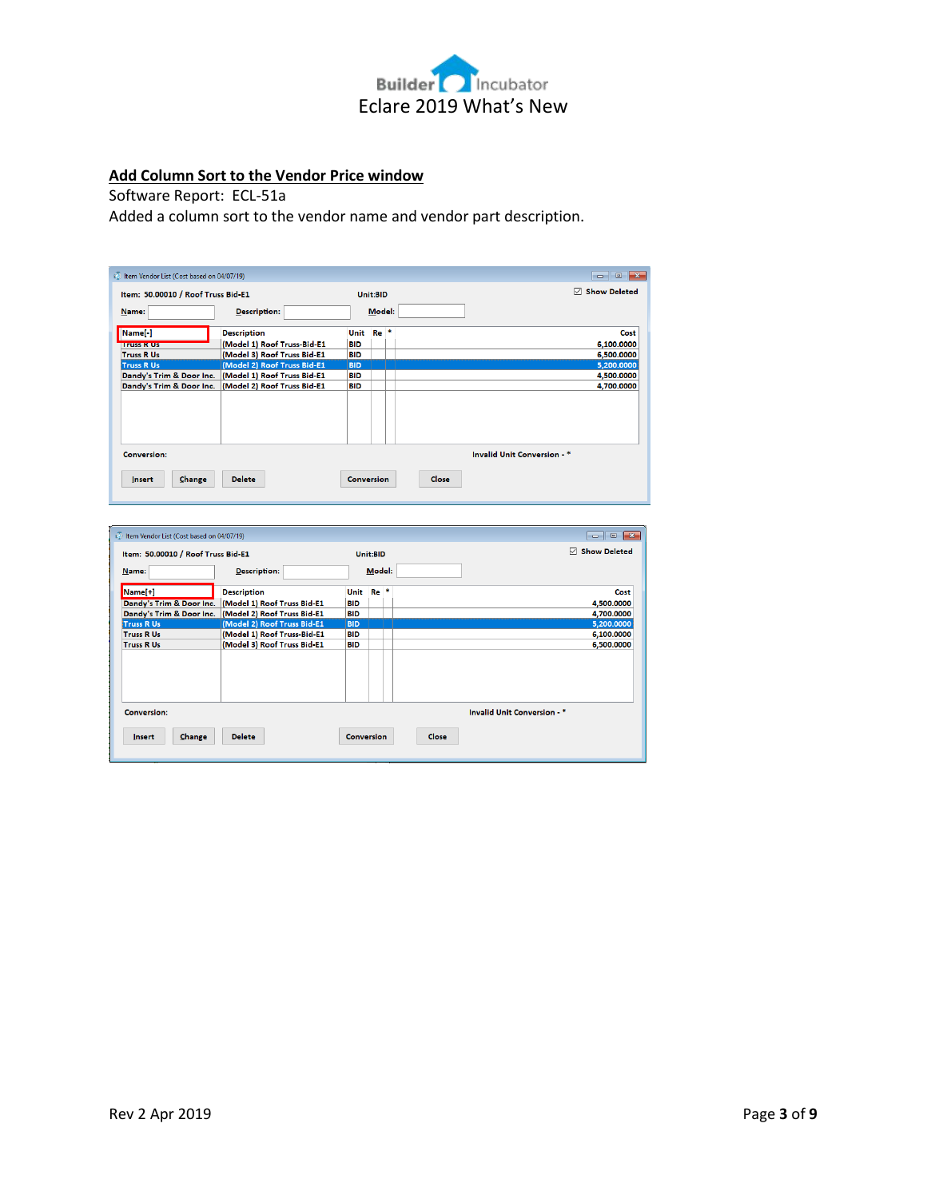## Add Column Sort to the Vendor Price window

Software Report: ECL-51a

Added a column sort to the vendor name and vendor part description.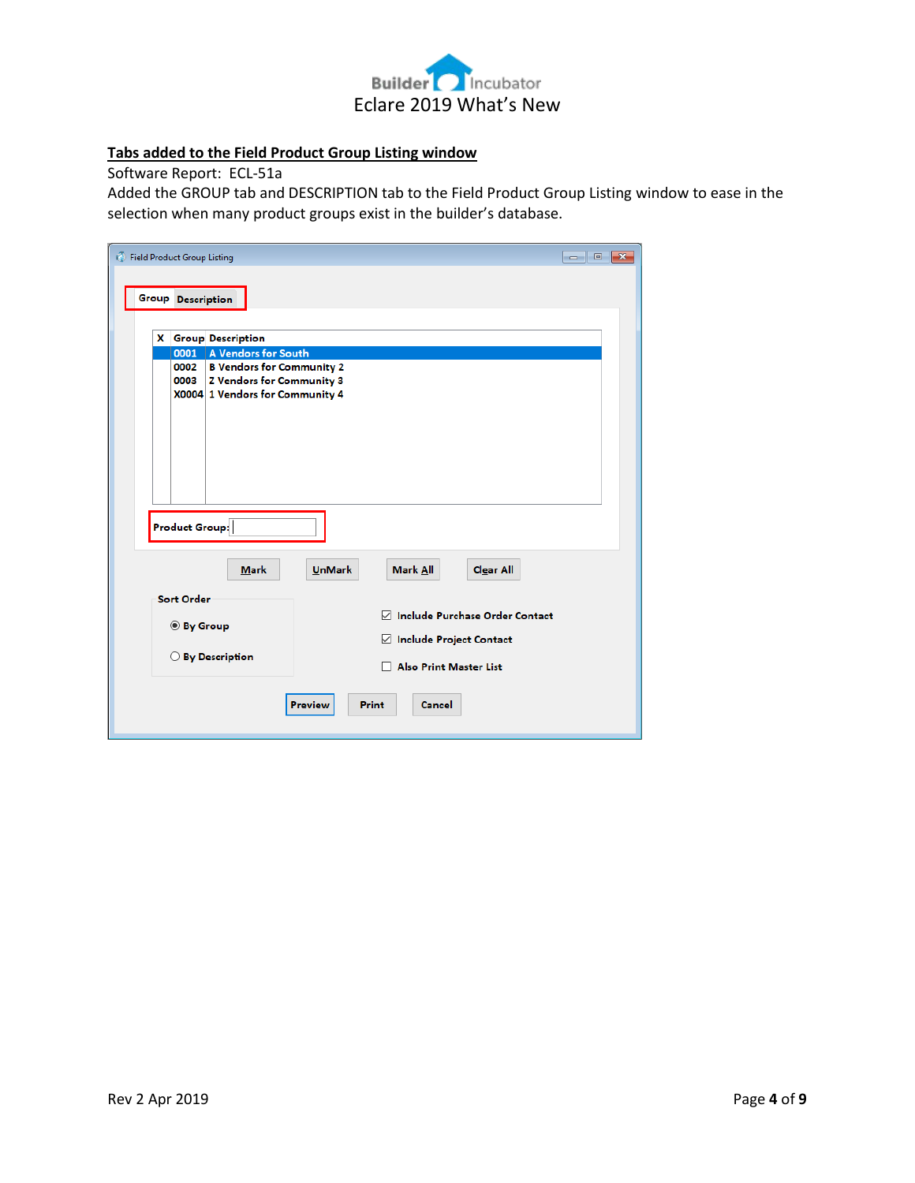## Tabs added to the Field Product Group Listing window

Software Report: ECL-51a

Added the GROUP tab and DESCRIPTION tab to the Field Product Group Listing window to ease in the selection when many product groups exist in the builder's database.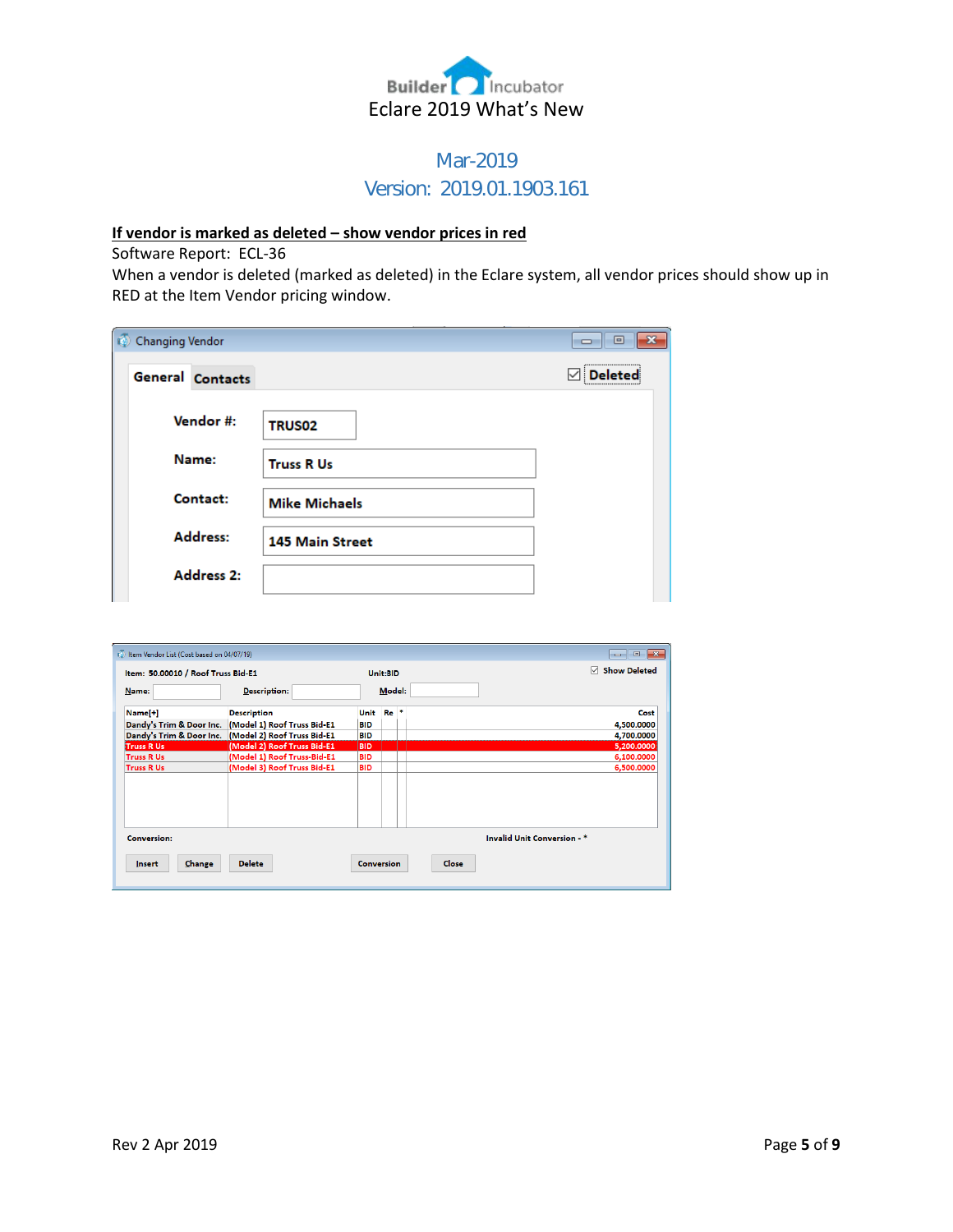## If vendor is marked as deleted – show vendor prices in red

Software Report: ECL-36

When a vendor is deleted (marked as deleted) in the Eclare system, all vendor prices should show up in RED at the Item Vendor pricing window.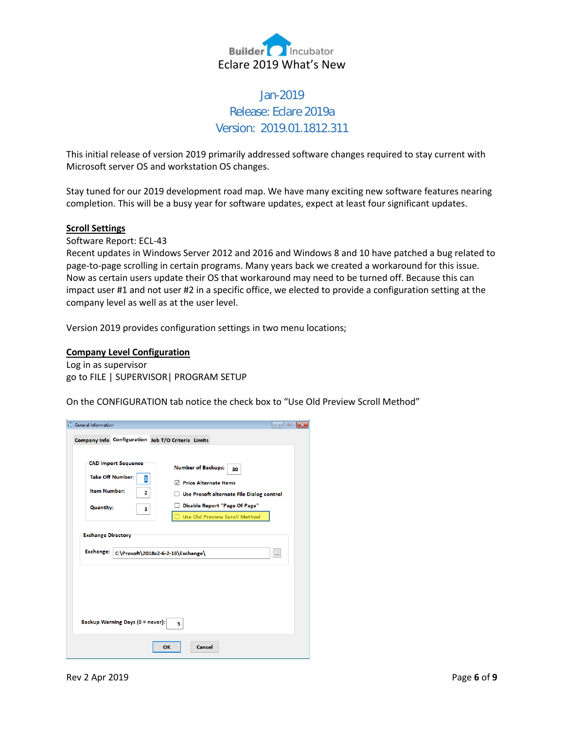# Eclare 2019 What's New

## Jan-2019
## Release: Eclare 2019a
## Version: 2019.01.1812.311

This initial release of version 2019 primarily addressed software changes required to stay current with Microsoft server OS and workstation OS changes.

Stay tuned for our 2019 development road map. We have many exciting new software features nearing completion. This will be a busy year for software updates, expect at least four significant updates.

**Scroll Settings**

Software Report: ECL-43

Recent updates in Windows Server 2012 and 2016 and Windows 8 and 10 have patched a bug related to page-to-page scrolling in certain programs. Many years back we created a workaround for this issue. Now as certain users update their OS that workaround may need to be turned off. Because this can impact user #1 and not user #2 in a specific office, we elected to provide a configuration setting at the company level as well as at the user level.

Version 2019 provides configuration settings in two menu locations;

**Company Level Configuration**

Log in as supervisor

go to FILE | SUPERVISOR| PROGRAM SETUP

On the CONFIGURATION tab notice the check box to "Use Old Preview Scroll Method"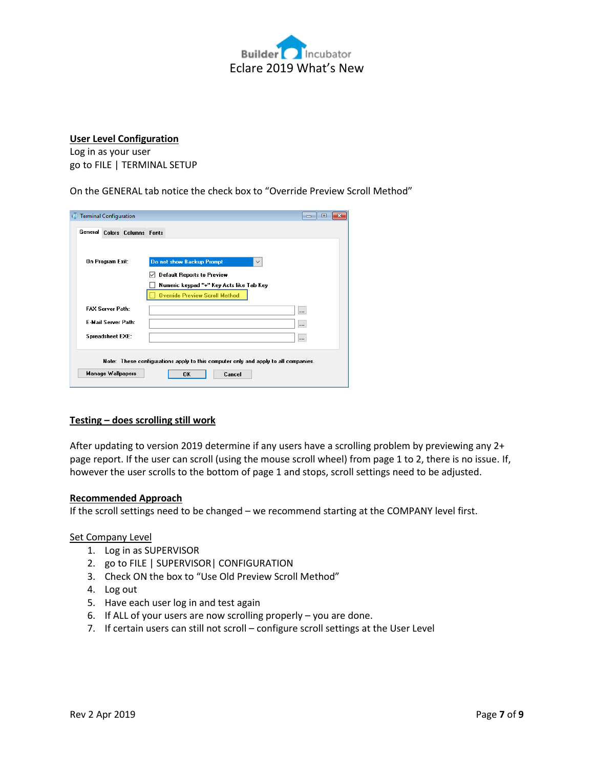**User Level Configuration**

Log in as your user
go to FILE | TERMINAL SETUP

On the GENERAL tab notice the check box to "Override Preview Scroll Method"

**Testing – does scrolling still work**

After updating to version 2019 determine if any users have a scrolling problem by previewing any 2+ page report. If the user can scroll (using the mouse scroll wheel) from page 1 to 2, there is no issue. If, however the user scrolls to the bottom of page 1 and stops, scroll settings need to be adjusted.

**Recommended Approach**

If the scroll settings need to be changed – we recommend starting at the COMPANY level first.

Set Company Level

1. Log in as SUPERVISOR
2. go to FILE | SUPERVISOR| CONFIGURATION
3. Check ON the box to "Use Old Preview Scroll Method"
4. Log out
5. Have each user log in and test again
6. If ALL of your users are now scrolling properly – you are done.
7. If certain users can still not scroll – configure scroll settings at the User Level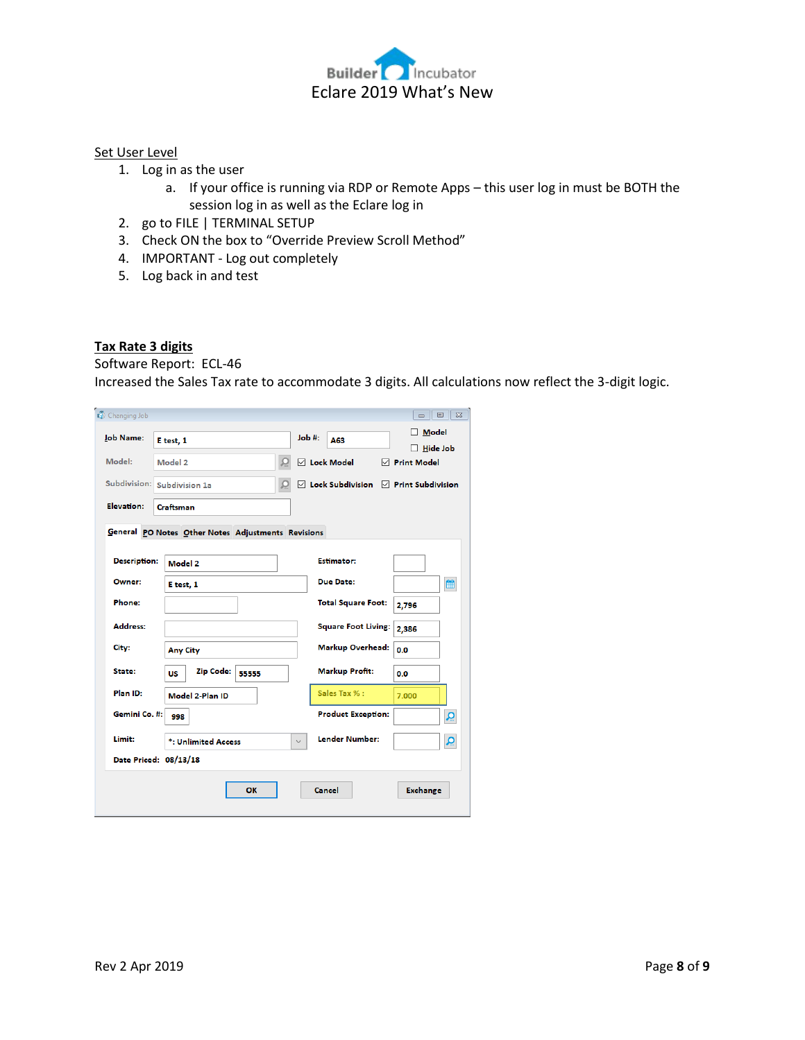Set User Level

1. Log in as the user
   a. If your office is running via RDP or Remote Apps – this user log in must be BOTH the session log in as well as the Eclare log in
2. go to FILE | TERMINAL SETUP
3. Check ON the box to "Override Preview Scroll Method"
4. IMPORTANT - Log out completely
5. Log back in and test

## Tax Rate 3 digits

Software Report: ECL-46

Increased the Sales Tax rate to accommodate 3 digits. All calculations now reflect the 3-digit logic.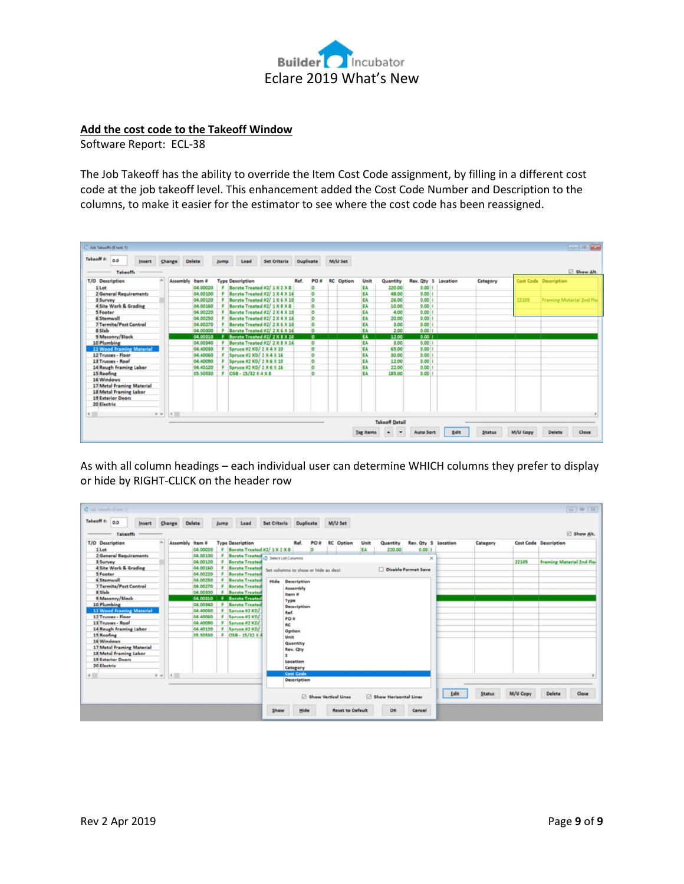## Add the cost code to the Takeoff Window

Software Report: ECL-38

The Job Takeoff has the ability to override the Item Cost Code assignment, by filling in a different cost code at the job takeoff level. This enhancement added the Cost Code Number and Description to the columns, to make it easier for the estimator to see where the cost code has been reassigned.

As with all column headings – each individual user can determine WHICH columns they prefer to display or hide by RIGHT-CLICK on the header row

Rev 2 Apr 2019